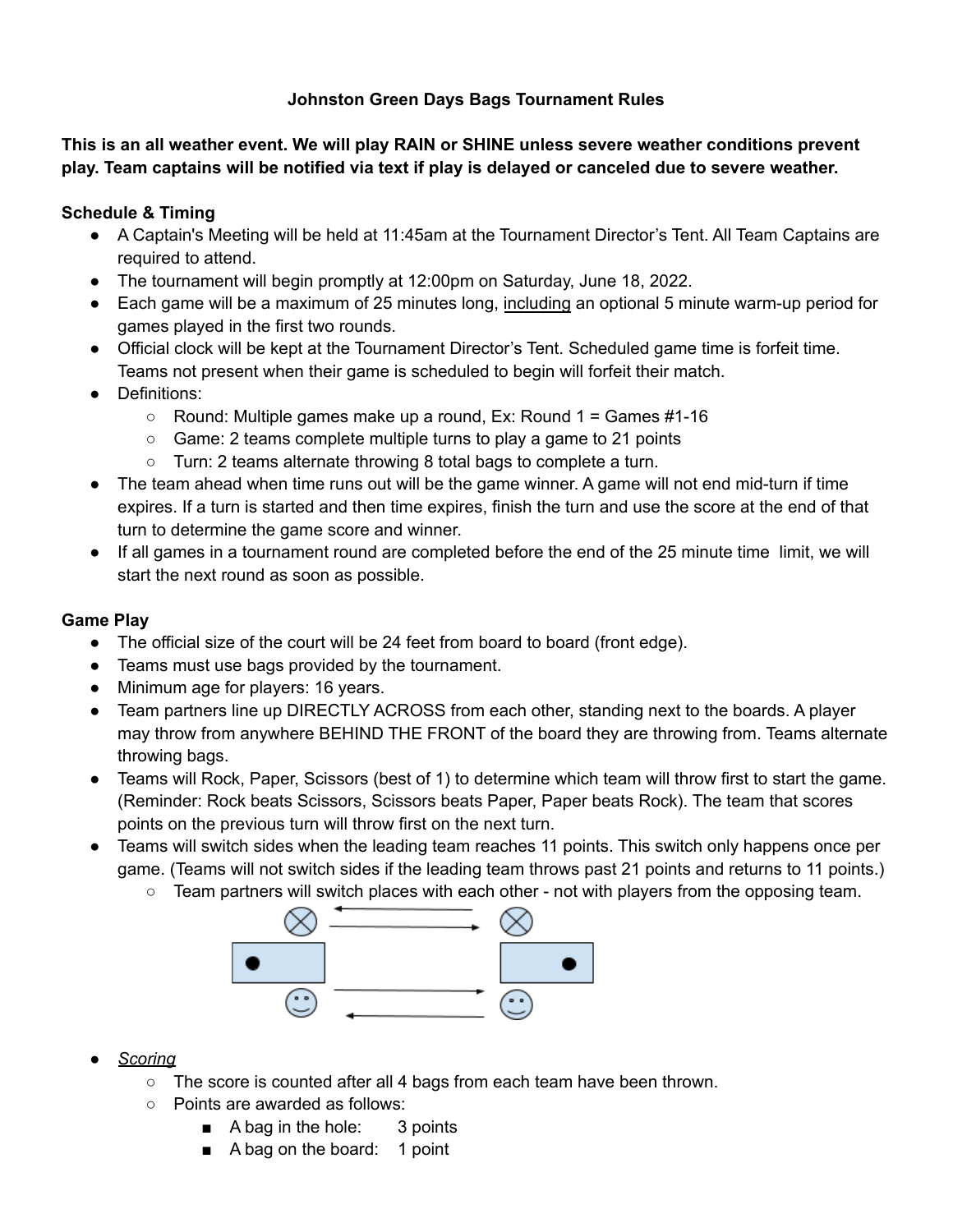# Johnston Green Days Bags Tournament Rules

**This is an all weather event. We will play RAIN or SHINE unless severe weather conditions prevent play. Team captains will be notified via text if play is delayed or canceled due to severe weather.**

## Schedule & Timing

- A Captain's Meeting will be held at 11:45am at the Tournament Director's Tent. All Team Captains are required to attend.
- The tournament will begin promptly at 12:00pm on Saturday, June 18, 2022.
- Each game will be a maximum of 25 minutes long, <u>including</u> an optional 5 minute warm-up period for games played in the first two rounds.
- Official clock will be kept at the Tournament Director's Tent. Scheduled game time is forfeit time. Teams not present when their game is scheduled to begin will forfeit their match.
- Definitions:
  - Round: Multiple games make up a round, Ex: Round 1 = Games #1-16
  - Game: 2 teams complete multiple turns to play a game to 21 points
  - Turn: 2 teams alternate throwing 8 total bags to complete a turn.
- The team ahead when time runs out will be the game winner. A game will not end mid-turn if time expires. If a turn is started and then time expires, finish the turn and use the score at the end of that turn to determine the game score and winner.
- If all games in a tournament round are completed before the end of the 25 minute time limit, we will start the next round as soon as possible.

## Game Play

- The official size of the court will be 24 feet from board to board (front edge).
- Teams must use bags provided by the tournament.
- Minimum age for players: 16 years.
- Team partners line up DIRECTLY ACROSS from each other, standing next to the boards. A player may throw from anywhere BEHIND THE FRONT of the board they are throwing from. Teams alternate throwing bags.
- Teams will Rock, Paper, Scissors (best of 1) to determine which team will throw first to start the game. (Reminder: Rock beats Scissors, Scissors beats Paper, Paper beats Rock). The team that scores points on the previous turn will throw first on the next turn.
- Teams will switch sides when the leading team reaches 11 points. This switch only happens once per game. (Teams will not switch sides if the leading team throws past 21 points and returns to 11 points.)
  - Team partners will switch places with each other - not with players from the opposing team.
- *<u>Scoring</u>*
  - The score is counted after all 4 bags from each team have been thrown.
  - Points are awarded as follows:
    - A bag in the hole: 3 points
    - A bag on the board: 1 point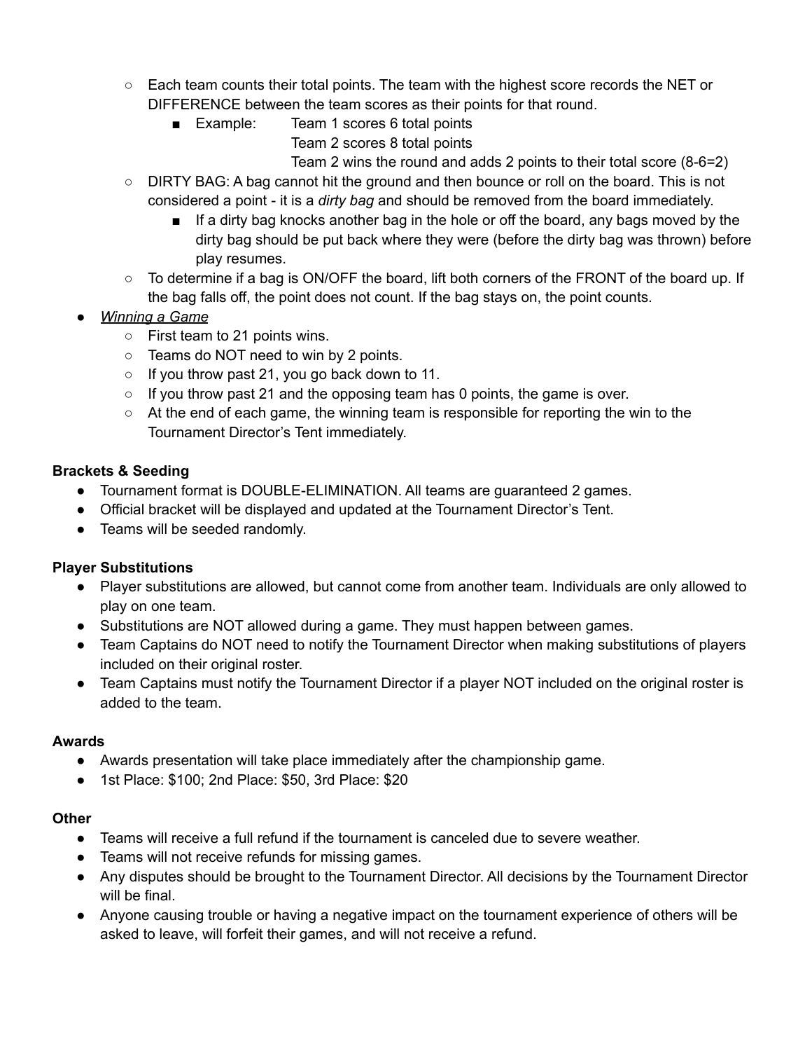- Each team counts their total points. The team with the highest score records the NET or DIFFERENCE between the team scores as their points for that round.
    - Example: Team 1 scores 6 total points  
      Team 2 scores 8 total points  
      Team 2 wins the round and adds 2 points to their total score (8-6=2)
  - DIRTY BAG: A bag cannot hit the ground and then bounce or roll on the board. This is not considered a point - it is a *dirty bag* and should be removed from the board immediately.
    - If a dirty bag knocks another bag in the hole or off the board, any bags moved by the dirty bag should be put back where they were (before the dirty bag was thrown) before play resumes.
  - To determine if a bag is ON/OFF the board, lift both corners of the FRONT of the board up. If the bag falls off, the point does not count. If the bag stays on, the point counts.
- <u>*Winning a Game*</u>
  - First team to 21 points wins.
  - Teams do NOT need to win by 2 points.
  - If you throw past 21, you go back down to 11.
  - If you throw past 21 and the opposing team has 0 points, the game is over.
  - At the end of each game, the winning team is responsible for reporting the win to the Tournament Director's Tent immediately.

**Brackets & Seeding**

- Tournament format is DOUBLE-ELIMINATION. All teams are guaranteed 2 games.
- Official bracket will be displayed and updated at the Tournament Director's Tent.
- Teams will be seeded randomly.

**Player Substitutions**

- Player substitutions are allowed, but cannot come from another team. Individuals are only allowed to play on one team.
- Substitutions are NOT allowed during a game. They must happen between games.
- Team Captains do NOT need to notify the Tournament Director when making substitutions of players included on their original roster.
- Team Captains must notify the Tournament Director if a player NOT included on the original roster is added to the team.

**Awards**

- Awards presentation will take place immediately after the championship game.
- 1st Place: $100; 2nd Place: $50, 3rd Place: $20

**Other**

- Teams will receive a full refund if the tournament is canceled due to severe weather.
- Teams will not receive refunds for missing games.
- Any disputes should be brought to the Tournament Director. All decisions by the Tournament Director will be final.
- Anyone causing trouble or having a negative impact on the tournament experience of others will be asked to leave, will forfeit their games, and will not receive a refund.